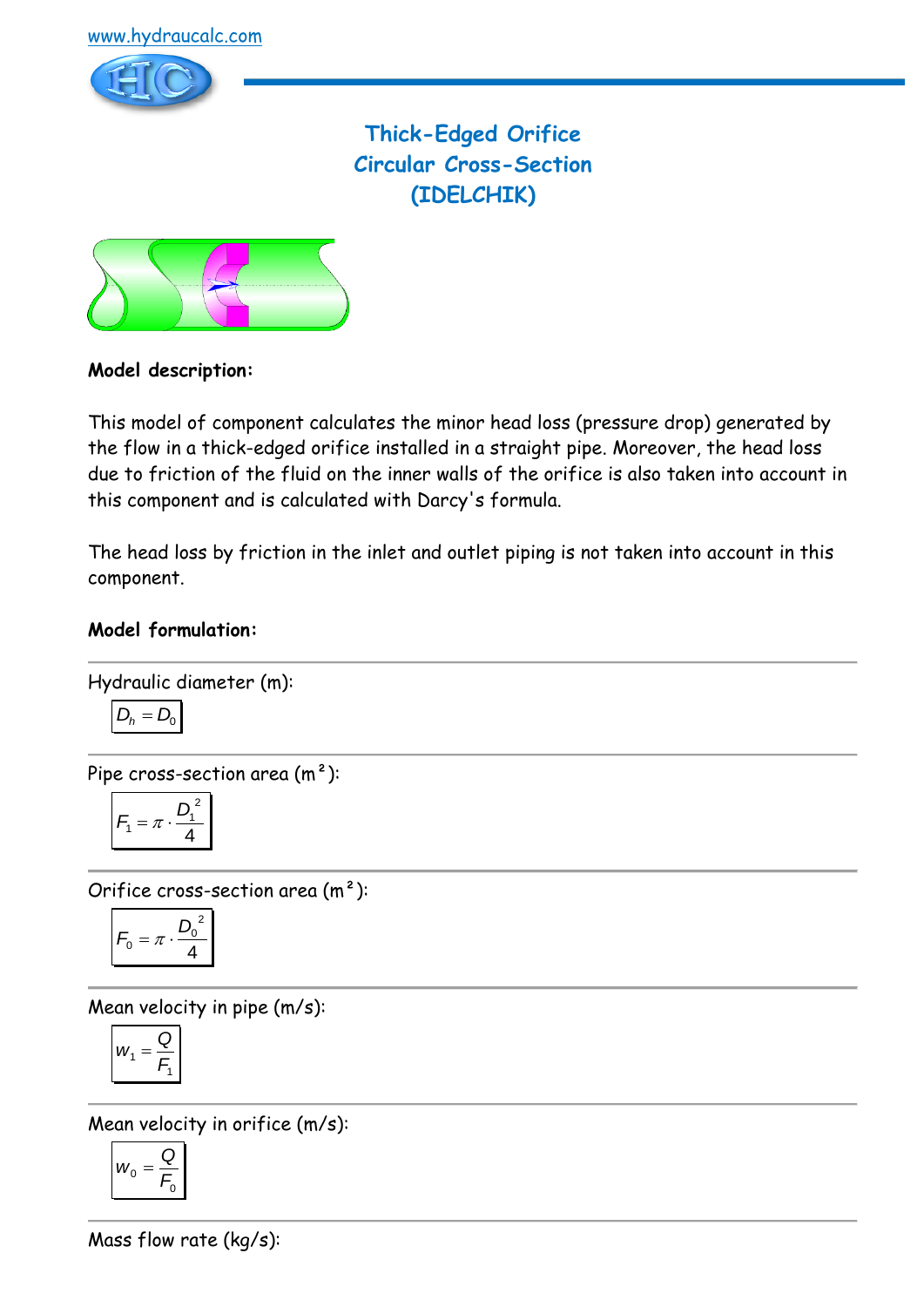www.hydraucalc.com

# Thick-Edged Orifice
# Circular Cross-Section
# (IDELCHIK)

**Model description:**

This model of component calculates the minor head loss (pressure drop) generated by the flow in a thick-edged orifice installed in a straight pipe. Moreover, the head loss due to friction of the fluid on the inner walls of the orifice is also taken into account in this component and is calculated with Darcy's formula.

The head loss by friction in the inlet and outlet piping is not taken into account in this component.

**Model formulation:**

Hydraulic diameter (m):

$$D_h = D_0$$

Pipe cross-section area (m²):

$$F_1 = \pi \cdot \frac{D_1^2}{4}$$

Orifice cross-section area (m²):

$$F_0 = \pi \cdot \frac{D_0^2}{4}$$

Mean velocity in pipe (m/s):

$$w_1 = \frac{Q}{F_1}$$

Mean velocity in orifice (m/s):

$$w_0 = \frac{Q}{F_0}$$

Mass flow rate (kg/s):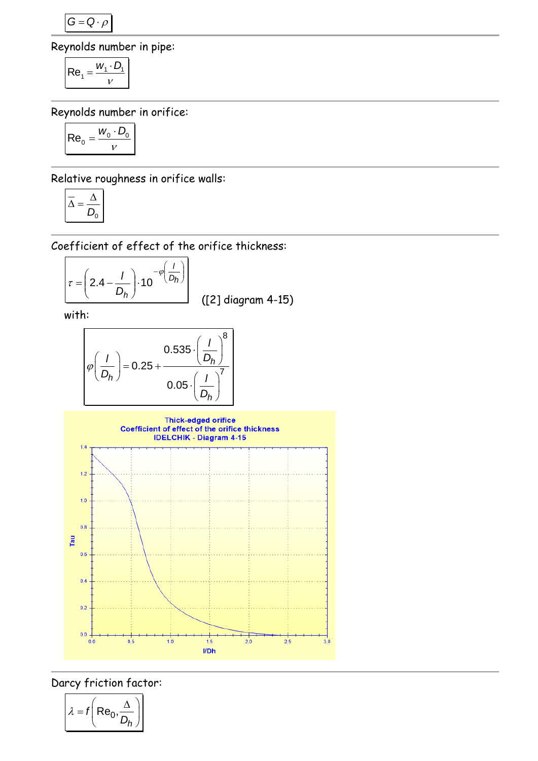$$G = Q \cdot \rho$$

Reynolds number in pipe:

$$\mathrm{Re}_1 = \frac{w_1 \cdot D_1}{\nu}$$

Reynolds number in orifice:

$$\mathrm{Re}_0 = \frac{w_0 \cdot D_0}{\nu}$$

Relative roughness in orifice walls:

$$\overline{\Delta} = \frac{\Delta}{D_0}$$

Coefficient of effect of the orifice thickness:

$$\tau = \left(2.4 - \frac{l}{D_h}\right) \cdot 10^{-\varphi\left(\frac{l}{D_h}\right)}$$

([2] diagram 4-15)

with:

$$\varphi\left(\frac{l}{D_h}\right) = 0.25 + \frac{0.535 \cdot \left(\frac{l}{D_h}\right)^8}{0.05 \cdot \left(\frac{l}{D_h}\right)^7}$$

Thick-edged orifice
Coefficient of effect of the orifice thickness
IDELCHIK - Diagram 4-15

Darcy friction factor:

$$\lambda = f\left(\mathrm{Re}_0, \frac{\Delta}{D_h}\right)$$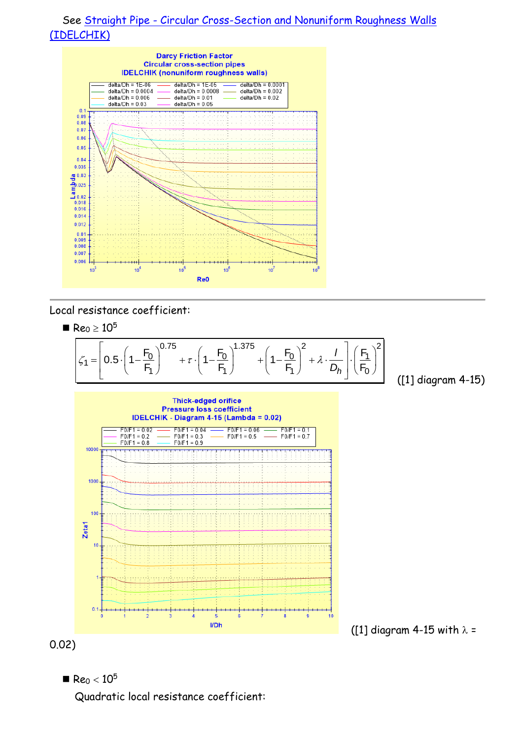See [Straight Pipe - Circular Cross-Section and Nonuniform Roughness Walls (IDELCHIK)]

Local resistance coefficient:

- $Re_0 \geq 10^5$

$$\zeta_1 = \left[0.5 \cdot \left(1 - \frac{F_0}{F_1}\right)^{0.75} + \tau \cdot \left(1 - \frac{F_0}{F_1}\right)^{1.375} + \left(1 - \frac{F_0}{F_1}\right)^2 + \lambda \cdot \frac{l}{D_h}\right] \cdot \left(\frac{F_1}{F_0}\right)^2$$

([1] diagram 4-15)

([1] diagram 4-15 with $\lambda$ = 0.02)

- $Re_0 < 10^5$

  Quadratic local resistance coefficient: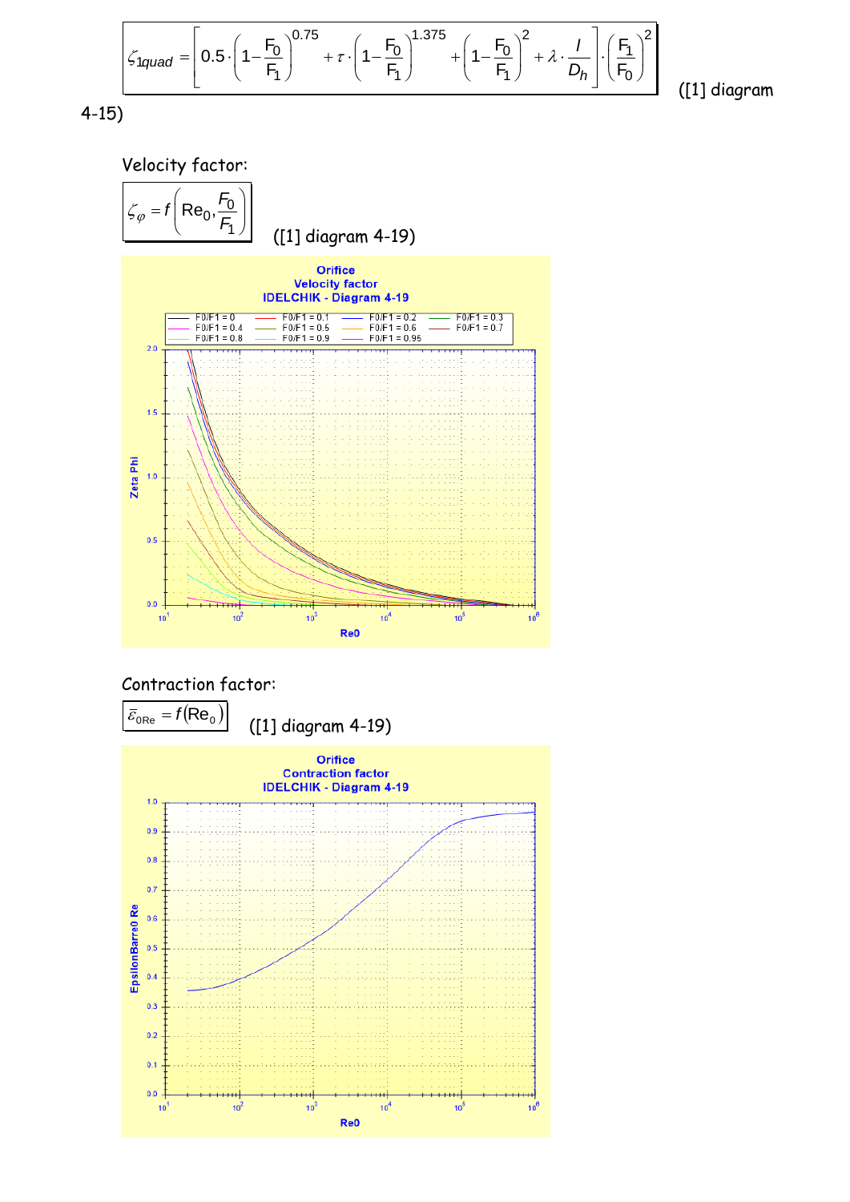$$\zeta_{1quad} = \left[0.5 \cdot \left(1 - \frac{F_0}{F_1}\right)^{0.75} + \tau \cdot \left(1 - \frac{F_0}{F_1}\right)^{1.375} + \left(1 - \frac{F_0}{F_1}\right)^2 + \lambda \cdot \frac{l}{D_h}\right] \cdot \left(\frac{F_1}{F_0}\right)^2$$

([1] diagram 4-15)

Velocity factor:

$$\zeta_{\varphi} = f\left(\mathrm{Re}_0, \frac{F_0}{F_1}\right)$$

([1] diagram 4-19)

Orifice
Velocity factor
IDELCHIK - Diagram 4-19

Contraction factor:

$$\bar{\varepsilon}_{0\mathrm{Re}} = f(\mathrm{Re}_0)$$

([1] diagram 4-19)

Orifice
Contraction factor
IDELCHIK - Diagram 4-19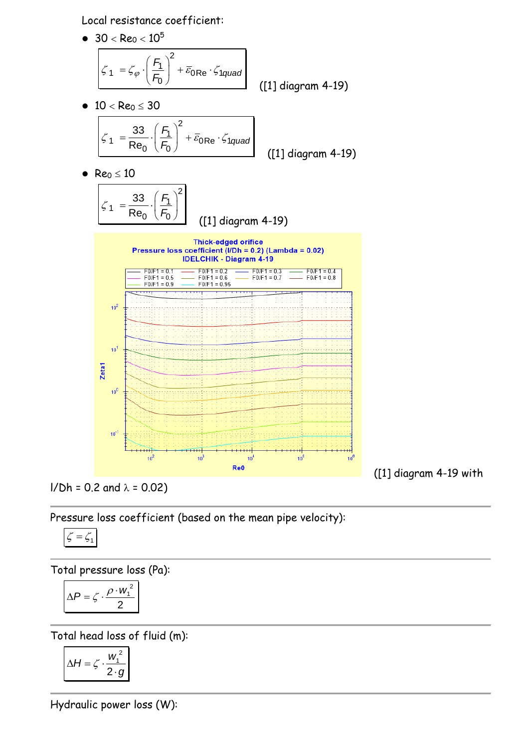Local resistance coefficient:

- $30 < Re_0 < 10^5$

$$\zeta_1 = \zeta_\varphi \cdot \left(\frac{F_1}{F_0}\right)^2 + \bar{\varepsilon}_{0Re} \cdot \zeta_{1quad}$$

([1] diagram 4-19)

- $10 < Re_0 \le 30$

$$\zeta_1 = \frac{33}{Re_0} \cdot \left(\frac{F_1}{F_0}\right)^2 + \bar{\varepsilon}_{0Re} \cdot \zeta_{1quad}$$

([1] diagram 4-19)

- $Re_0 \le 10$

$$\zeta_1 = \frac{33}{Re_0} \cdot \left(\frac{F_1}{F_0}\right)^2$$

([1] diagram 4-19)

([1] diagram 4-19 with l/Dh = 0.2 and $\lambda$ = 0.02)

---

Pressure loss coefficient (based on the mean pipe velocity):

$$\zeta = \zeta_1$$

---

Total pressure loss (Pa):

$$\Delta P = \zeta \cdot \frac{\rho \cdot w_1^2}{2}$$

---

Total head loss of fluid (m):

$$\Delta H = \zeta \cdot \frac{w_1^2}{2 \cdot g}$$

---

Hydraulic power loss (W):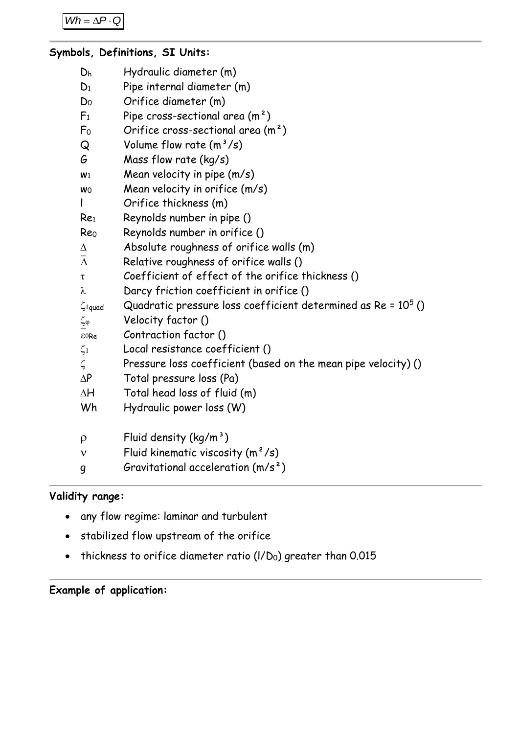$$Wh = \Delta P \cdot Q$$

**Symbols, Definitions, SI Units:**

| | |
|---|---|
| $D_h$ | Hydraulic diameter (m) |
| $D_1$ | Pipe internal diameter (m) |
| $D_0$ | Orifice diameter (m) |
| $F_1$ | Pipe cross-sectional area (m²) |
| $F_0$ | Orifice cross-sectional area (m²) |
| $Q$ | Volume flow rate (m³/s) |
| $G$ | Mass flow rate (kg/s) |
| $w_1$ | Mean velocity in pipe (m/s) |
| $w_0$ | Mean velocity in orifice (m/s) |
| $l$ | Orifice thickness (m) |
| $Re_1$ | Reynolds number in pipe () |
| $Re_0$ | Reynolds number in orifice () |
| $\Delta$ | Absolute roughness of orifice walls (m) |
| $\overline{\Delta}$ | Relative roughness of orifice walls () |
| $\tau$ | Coefficient of effect of the orifice thickness () |
| $\lambda$ | Darcy friction coefficient in orifice () |
| $\zeta_{1quad}$ | Quadratic pressure loss coefficient determined as Re = $10^5$ () |
| $\zeta_{\varphi}$ | Velocity factor () |
| $\overline{\varepsilon}_{0Re}$ | Contraction factor () |
| $\zeta_1$ | Local resistance coefficient () |
| $\zeta$ | Pressure loss coefficient (based on the mean pipe velocity) () |
| $\Delta P$ | Total pressure loss (Pa) |
| $\Delta H$ | Total head loss of fluid (m) |
| $Wh$ | Hydraulic power loss (W) |
| | |
| $\rho$ | Fluid density (kg/m³) |
| $\nu$ | Fluid kinematic viscosity (m²/s) |
| $g$ | Gravitational acceleration (m/s²) |

**Validity range:**

- any flow regime: laminar and turbulent
- stabilized flow upstream of the orifice
- thickness to orifice diameter ratio ($l/D_0$) greater than 0.015

**Example of application:**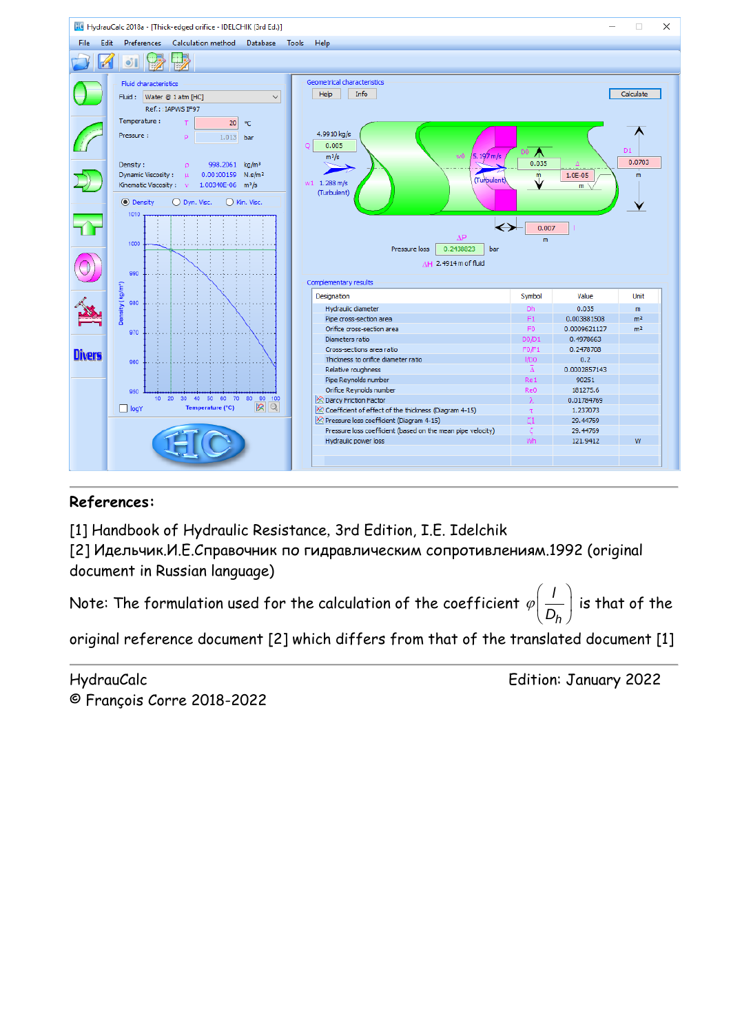## References:

[1] Handbook of Hydraulic Resistance, 3rd Edition, I.E. Idelchik
[2] Идельчик.И.Е.Справочник по гидравлическим сопротивлениям.1992 (original document in Russian language)

Note: The formulation used for the calculation of the coefficient $\varphi\left(\frac{l}{D_h}\right)$ is that of the original reference document [2] which differs from that of the translated document [1]